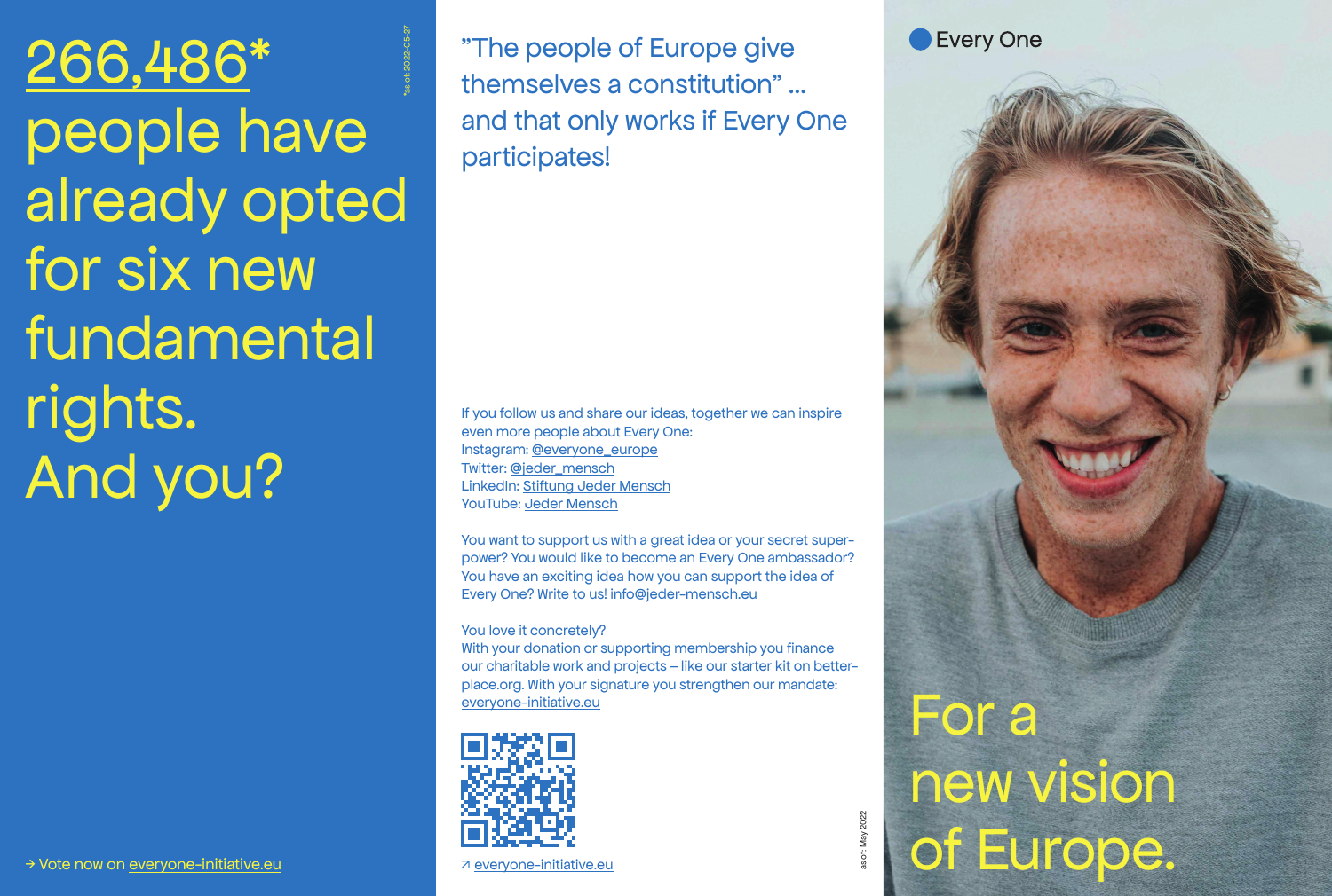# 266,486* people have already opted for six new fundamental rights. And you?

*as of: 2022-05-27

→ Vote now on everyone-initiative.eu

## "The people of Europe give themselves a constitution" … and that only works if Every One participates!

If you follow us and share our ideas, together we can inspire even more people about Every One:
Instagram: @everyone_europe
Twitter: @jeder_mensch
LinkedIn: Stiftung Jeder Mensch
YouTube: Jeder Mensch

You want to support us with a great idea or your secret super-power? You would like to become an Every One ambassador? You have an exciting idea how you can support the idea of Every One? Write to us! info@jeder-mensch.eu

You love it concretely?
With your donation or supporting membership you finance our charitable work and projects – like our starter kit on better-place.org. With your signature you strengthen our mandate: everyone-initiative.eu

↗ everyone-initiative.eu

as of: May 2022

Every One

# For a new vision of Europe.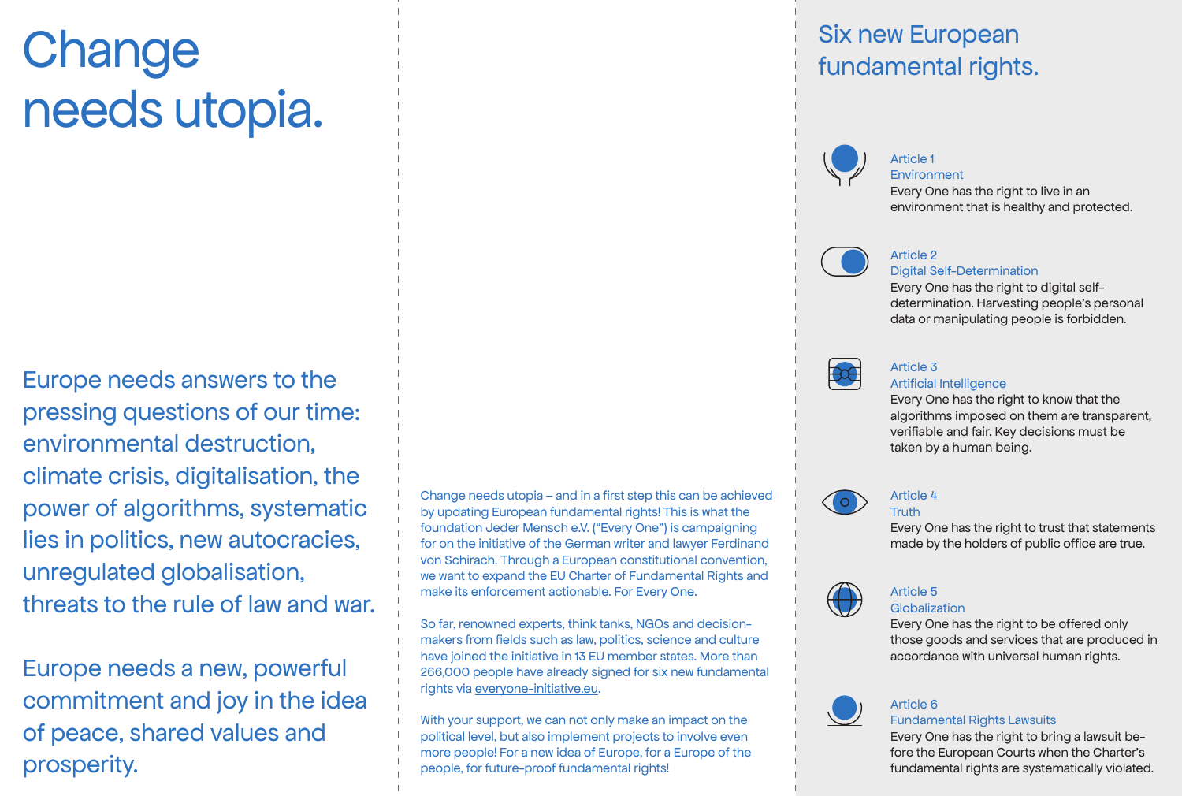# Change needs utopia.

Europe needs answers to the pressing questions of our time: environmental destruction, climate crisis, digitalisation, the power of algorithms, systematic lies in politics, new autocracies, unregulated globalisation, threats to the rule of law and war.

Europe needs a new, powerful commitment and joy in the idea of peace, shared values and prosperity.

Change needs utopia – and in a first step this can be achieved by updating European fundamental rights! This is what the foundation Jeder Mensch e.V. ("Every One") is campaigning for on the initiative of the German writer and lawyer Ferdinand von Schirach. Through a European constitutional convention, we want to expand the EU Charter of Fundamental Rights and make its enforcement actionable. For Every One.

So far, renowned experts, think tanks, NGOs and decision-makers from fields such as law, politics, science and culture have joined the initiative in 13 EU member states. More than 266,000 people have already signed for six new fundamental rights via everyone-initiative.eu.

With your support, we can not only make an impact on the political level, but also implement projects to involve even more people! For a new idea of Europe, for a Europe of the people, for future-proof fundamental rights!

## Six new European fundamental rights.

**Article 1**
**Environment**
Every One has the right to live in an environment that is healthy and protected.

**Article 2**
**Digital Self-Determination**
Every One has the right to digital self-determination. Harvesting people's personal data or manipulating people is forbidden.

**Article 3**
**Artificial Intelligence**
Every One has the right to know that the algorithms imposed on them are transparent, verifiable and fair. Key decisions must be taken by a human being.

**Article 4**
**Truth**
Every One has the right to trust that statements made by the holders of public office are true.

**Article 5**
**Globalization**
Every One has the right to be offered only those goods and services that are produced in accordance with universal human rights.

**Article 6**
**Fundamental Rights Lawsuits**
Every One has the right to bring a lawsuit before the European Courts when the Charter's fundamental rights are systematically violated.